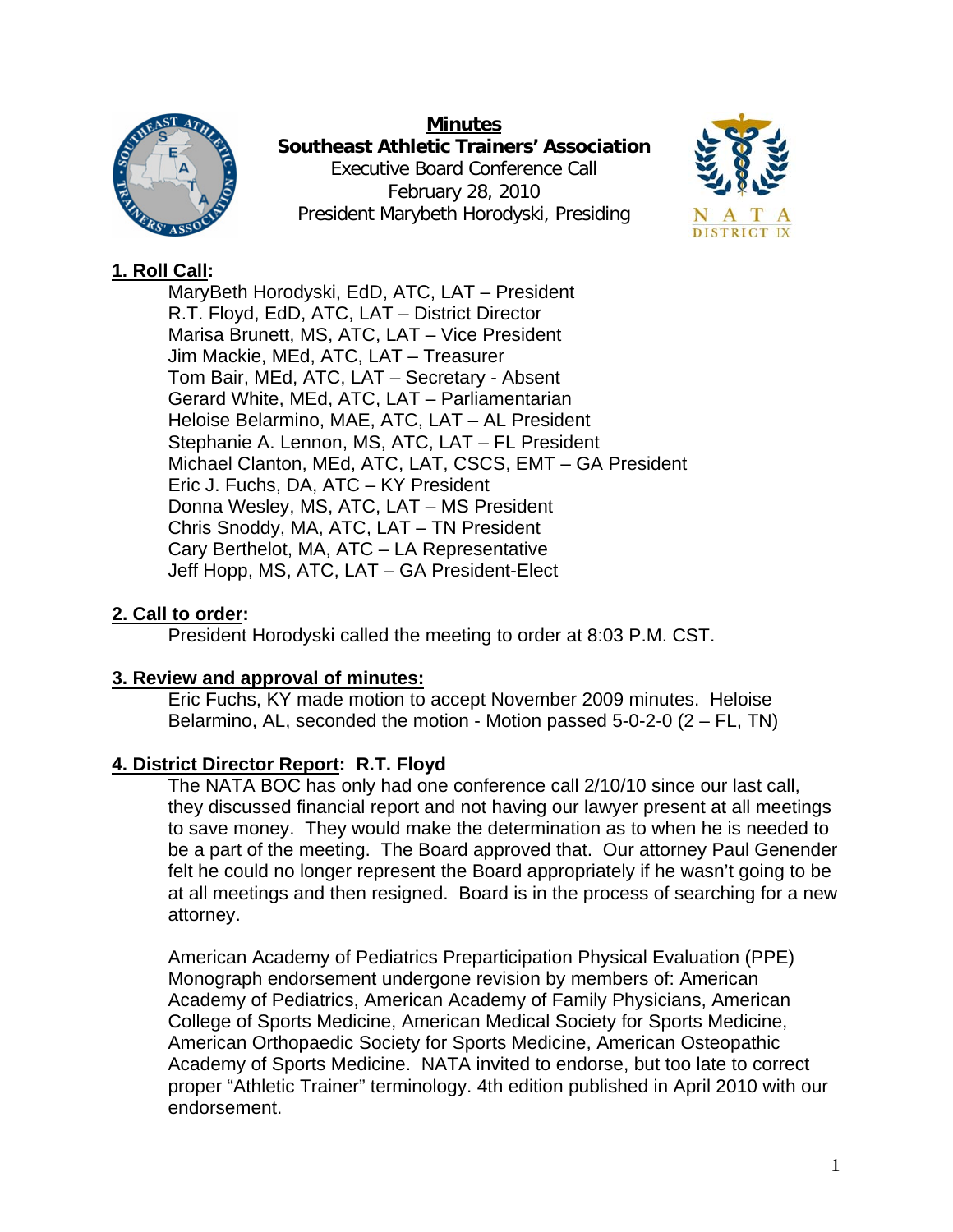# Minutes

## Southeast Athletic Trainers' Association

Executive Board Conference Call
February 28, 2010
President Marybeth Horodyski, Presiding

### 1. Roll Call:

MaryBeth Horodyski, EdD, ATC, LAT – President
R.T. Floyd, EdD, ATC, LAT – District Director
Marisa Brunett, MS, ATC, LAT – Vice President
Jim Mackie, MEd, ATC, LAT – Treasurer
Tom Bair, MEd, ATC, LAT – Secretary - Absent
Gerard White, MEd, ATC, LAT – Parliamentarian
Heloise Belarmino, MAE, ATC, LAT – AL President
Stephanie A. Lennon, MS, ATC, LAT – FL President
Michael Clanton, MEd, ATC, LAT, CSCS, EMT – GA President
Eric J. Fuchs, DA, ATC – KY President
Donna Wesley, MS, ATC, LAT – MS President
Chris Snoddy, MA, ATC, LAT – TN President
Cary Berthelot, MA, ATC – LA Representative
Jeff Hopp, MS, ATC, LAT – GA President-Elect

### 2. Call to order:

President Horodyski called the meeting to order at 8:03 P.M. CST.

### 3. Review and approval of minutes:

Eric Fuchs, KY made motion to accept November 2009 minutes. Heloise Belarmino, AL, seconded the motion - Motion passed 5-0-2-0 (2 – FL, TN)

### 4. District Director Report: R.T. Floyd

The NATA BOC has only had one conference call 2/10/10 since our last call, they discussed financial report and not having our lawyer present at all meetings to save money. They would make the determination as to when he is needed to be a part of the meeting. The Board approved that. Our attorney Paul Genender felt he could no longer represent the Board appropriately if he wasn't going to be at all meetings and then resigned. Board is in the process of searching for a new attorney.

American Academy of Pediatrics Preparticipation Physical Evaluation (PPE) Monograph endorsement undergone revision by members of: American Academy of Pediatrics, American Academy of Family Physicians, American College of Sports Medicine, American Medical Society for Sports Medicine, American Orthopaedic Society for Sports Medicine, American Osteopathic Academy of Sports Medicine. NATA invited to endorse, but too late to correct proper "Athletic Trainer" terminology. 4th edition published in April 2010 with our endorsement.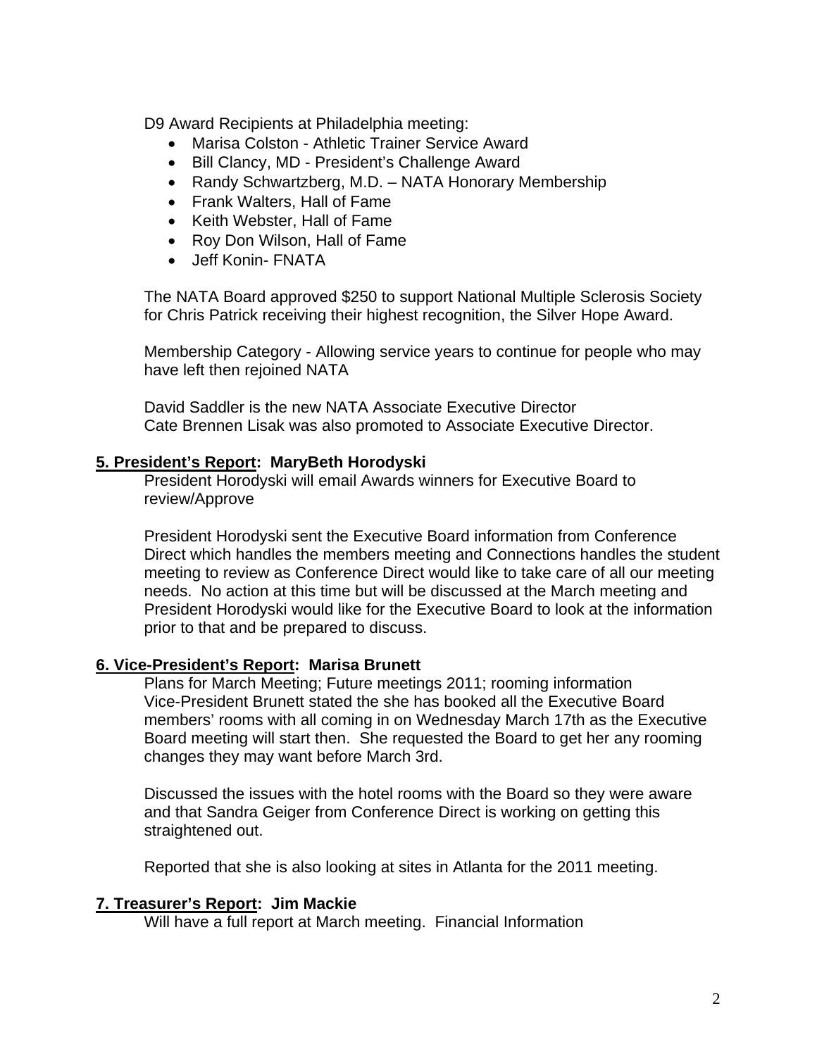D9 Award Recipients at Philadelphia meeting:

- Marisa Colston - Athletic Trainer Service Award
- Bill Clancy, MD - President's Challenge Award
- Randy Schwartzberg, M.D. – NATA Honorary Membership
- Frank Walters, Hall of Fame
- Keith Webster, Hall of Fame
- Roy Don Wilson, Hall of Fame
- Jeff Konin- FNATA

The NATA Board approved $250 to support National Multiple Sclerosis Society for Chris Patrick receiving their highest recognition, the Silver Hope Award.

Membership Category - Allowing service years to continue for people who may have left then rejoined NATA

David Saddler is the new NATA Associate Executive Director
Cate Brennen Lisak was also promoted to Associate Executive Director.

**5. President's Report: MaryBeth Horodyski**

President Horodyski will email Awards winners for Executive Board to review/Approve

President Horodyski sent the Executive Board information from Conference Direct which handles the members meeting and Connections handles the student meeting to review as Conference Direct would like to take care of all our meeting needs. No action at this time but will be discussed at the March meeting and President Horodyski would like for the Executive Board to look at the information prior to that and be prepared to discuss.

**6. Vice-President's Report: Marisa Brunett**

Plans for March Meeting; Future meetings 2011; rooming information
Vice-President Brunett stated the she has booked all the Executive Board members' rooms with all coming in on Wednesday March 17th as the Executive Board meeting will start then. She requested the Board to get her any rooming changes they may want before March 3rd.

Discussed the issues with the hotel rooms with the Board so they were aware and that Sandra Geiger from Conference Direct is working on getting this straightened out.

Reported that she is also looking at sites in Atlanta for the 2011 meeting.

**7. Treasurer's Report: Jim Mackie**

Will have a full report at March meeting. Financial Information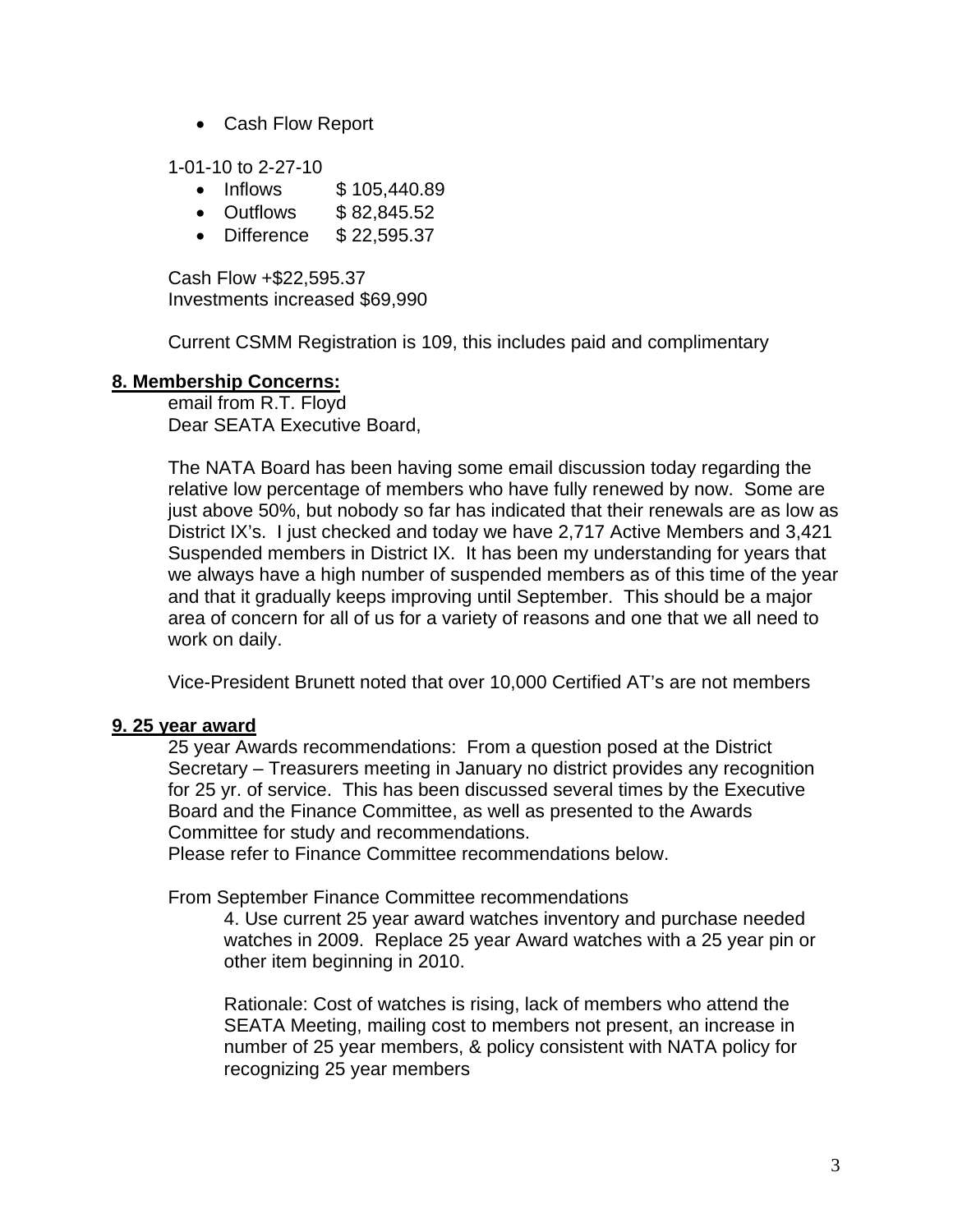- Cash Flow Report

1-01-10 to 2-27-10

- Inflows $ 105,440.89
- Outflows $ 82,845.52
- Difference $ 22,595.37

Cash Flow +$22,595.37
Investments increased $69,990

Current CSMM Registration is 109, this includes paid and complimentary

**8. Membership Concerns:**

email from R.T. Floyd
Dear SEATA Executive Board,

The NATA Board has been having some email discussion today regarding the relative low percentage of members who have fully renewed by now. Some are just above 50%, but nobody so far has indicated that their renewals are as low as District IX's. I just checked and today we have 2,717 Active Members and 3,421 Suspended members in District IX. It has been my understanding for years that we always have a high number of suspended members as of this time of the year and that it gradually keeps improving until September. This should be a major area of concern for all of us for a variety of reasons and one that we all need to work on daily.

Vice-President Brunett noted that over 10,000 Certified AT's are not members

**9. 25 year award**

25 year Awards recommendations: From a question posed at the District Secretary – Treasurers meeting in January no district provides any recognition for 25 yr. of service. This has been discussed several times by the Executive Board and the Finance Committee, as well as presented to the Awards Committee for study and recommendations.
Please refer to Finance Committee recommendations below.

From September Finance Committee recommendations

4. Use current 25 year award watches inventory and purchase needed watches in 2009. Replace 25 year Award watches with a 25 year pin or other item beginning in 2010.

Rationale: Cost of watches is rising, lack of members who attend the SEATA Meeting, mailing cost to members not present, an increase in number of 25 year members, & policy consistent with NATA policy for recognizing 25 year members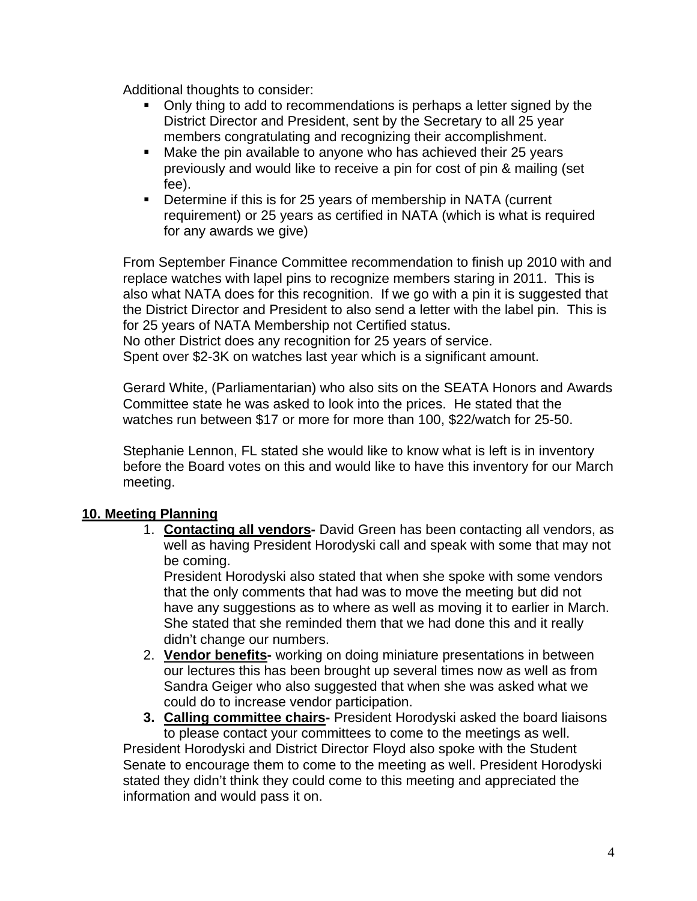Additional thoughts to consider:

- Only thing to add to recommendations is perhaps a letter signed by the District Director and President, sent by the Secretary to all 25 year members congratulating and recognizing their accomplishment.
- Make the pin available to anyone who has achieved their 25 years previously and would like to receive a pin for cost of pin & mailing (set fee).
- Determine if this is for 25 years of membership in NATA (current requirement) or 25 years as certified in NATA (which is what is required for any awards we give)

From September Finance Committee recommendation to finish up 2010 with and replace watches with lapel pins to recognize members staring in 2011. This is also what NATA does for this recognition. If we go with a pin it is suggested that the District Director and President to also send a letter with the label pin. This is for 25 years of NATA Membership not Certified status.
No other District does any recognition for 25 years of service.
Spent over $2-3K on watches last year which is a significant amount.

Gerard White, (Parliamentarian) who also sits on the SEATA Honors and Awards Committee state he was asked to look into the prices. He stated that the watches run between $17 or more for more than 100, $22/watch for 25-50.

Stephanie Lennon, FL stated she would like to know what is left is in inventory before the Board votes on this and would like to have this inventory for our March meeting.

## 10. Meeting Planning

1. **Contacting all vendors-** David Green has been contacting all vendors, as well as having President Horodyski call and speak with some that may not be coming.
   President Horodyski also stated that when she spoke with some vendors that the only comments that had was to move the meeting but did not have any suggestions as to where as well as moving it to earlier in March. She stated that she reminded them that we had done this and it really didn't change our numbers.
2. **Vendor benefits-** working on doing miniature presentations in between our lectures this has been brought up several times now as well as from Sandra Geiger who also suggested that when she was asked what we could do to increase vendor participation.
3. **Calling committee chairs-** President Horodyski asked the board liaisons to please contact your committees to come to the meetings as well.

President Horodyski and District Director Floyd also spoke with the Student Senate to encourage them to come to the meeting as well. President Horodyski stated they didn't think they could come to this meeting and appreciated the information and would pass it on.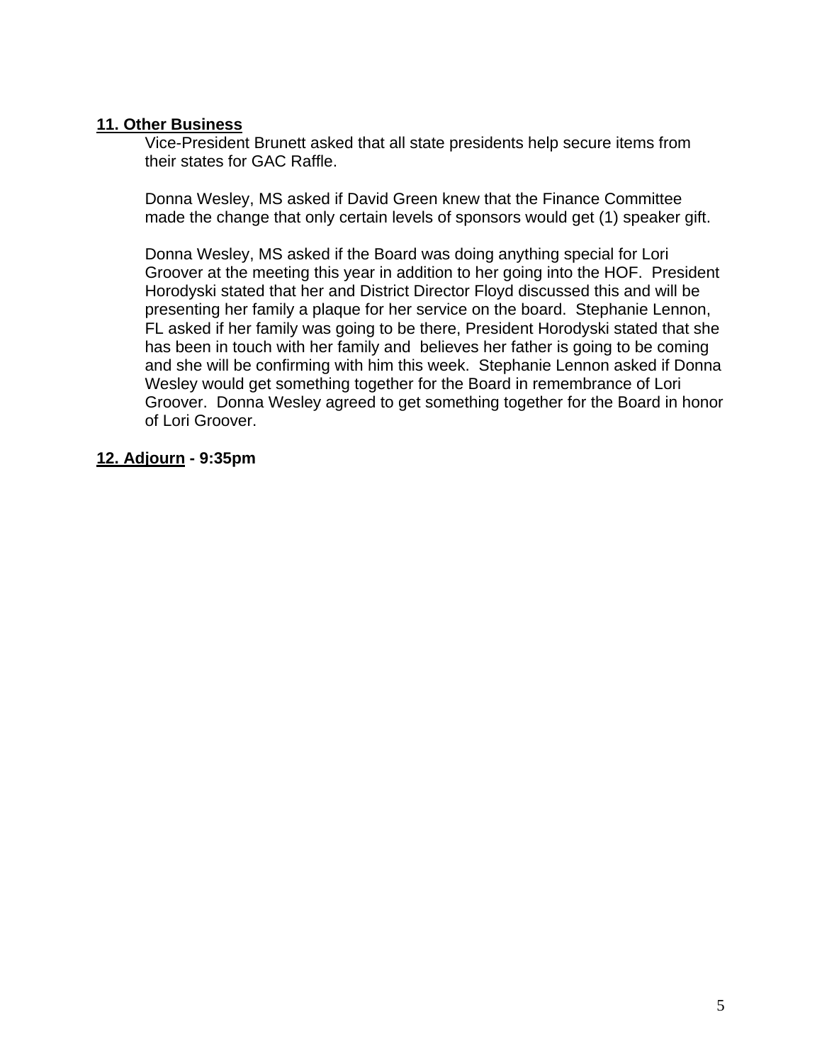**11. Other Business**

Vice-President Brunett asked that all state presidents help secure items from their states for GAC Raffle.

Donna Wesley, MS asked if David Green knew that the Finance Committee made the change that only certain levels of sponsors would get (1) speaker gift.

Donna Wesley, MS asked if the Board was doing anything special for Lori Groover at the meeting this year in addition to her going into the HOF. President Horodyski stated that her and District Director Floyd discussed this and will be presenting her family a plaque for her service on the board. Stephanie Lennon, FL asked if her family was going to be there, President Horodyski stated that she has been in touch with her family and believes her father is going to be coming and she will be confirming with him this week. Stephanie Lennon asked if Donna Wesley would get something together for the Board in remembrance of Lori Groover. Donna Wesley agreed to get something together for the Board in honor of Lori Groover.

**12. Adjourn - 9:35pm**